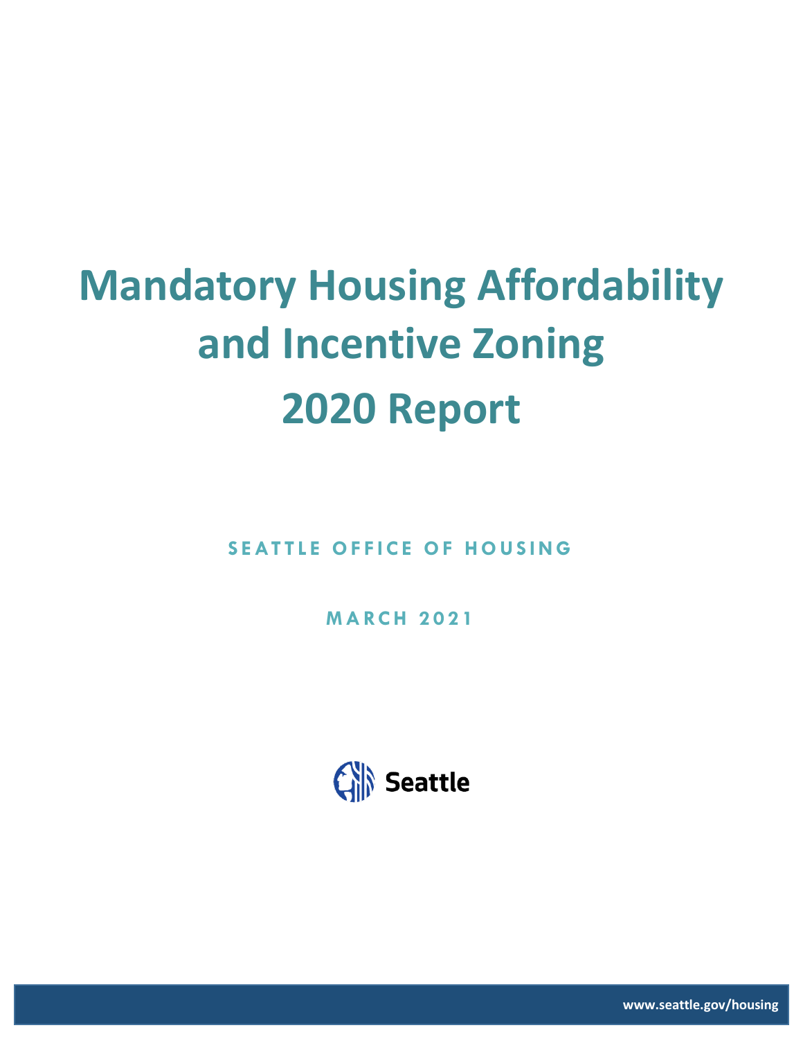# Mandatory Housing Affordability and Incentive Zoning 2020 Report

SEATTLE OFFICE OF HOUSING

MARCH 2021

Seattle

www.seattle.gov/housing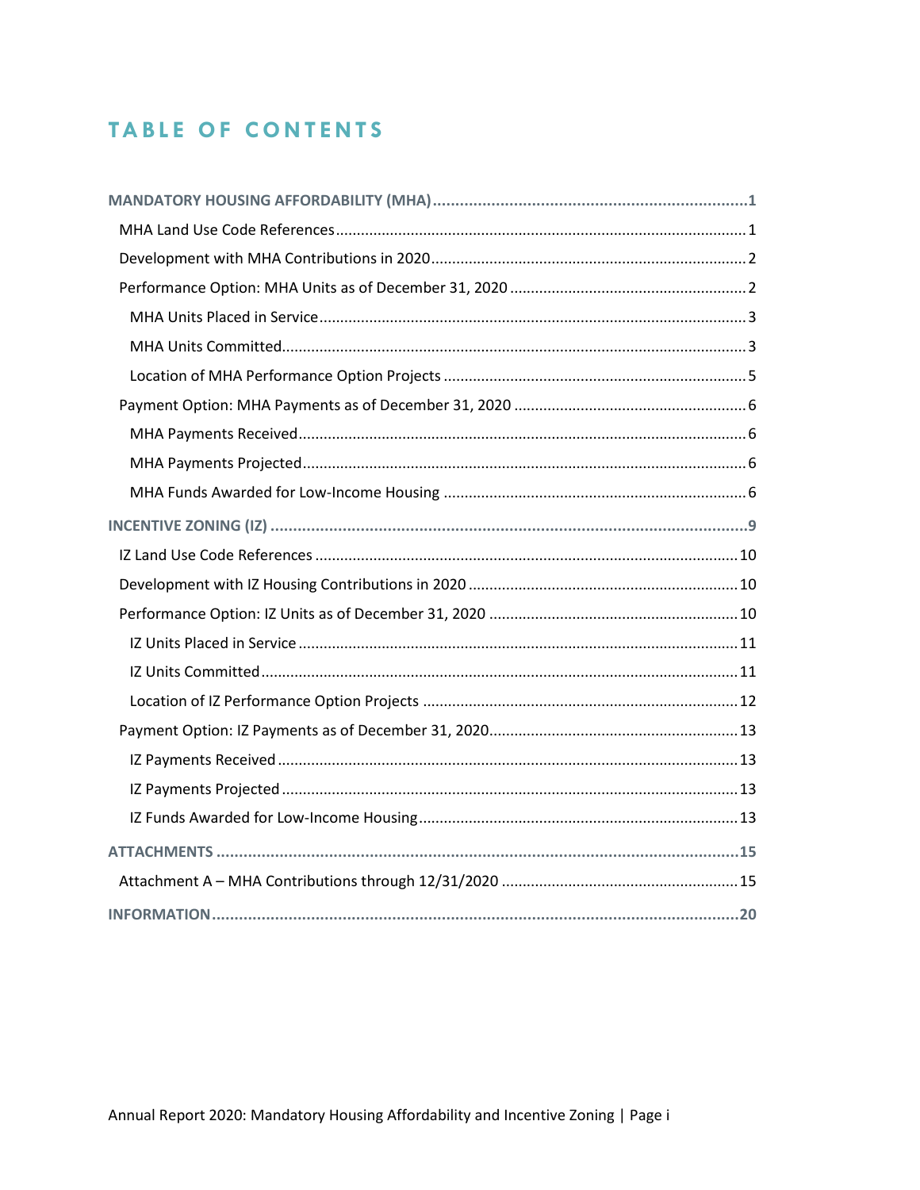# TABLE OF CONTENTS

**MANDATORY HOUSING AFFORDABILITY (MHA)** ..... **1**

- MHA Land Use Code References ..... 1
- Development with MHA Contributions in 2020 ..... 2
- Performance Option: MHA Units as of December 31, 2020 ..... 2
  - MHA Units Placed in Service ..... 3
  - MHA Units Committed ..... 3
  - Location of MHA Performance Option Projects ..... 5
- Payment Option: MHA Payments as of December 31, 2020 ..... 6
  - MHA Payments Received ..... 6
  - MHA Payments Projected ..... 6
  - MHA Funds Awarded for Low-Income Housing ..... 6

**INCENTIVE ZONING (IZ)** ..... **9**

- IZ Land Use Code References ..... 10
- Development with IZ Housing Contributions in 2020 ..... 10
- Performance Option: IZ Units as of December 31, 2020 ..... 10
  - IZ Units Placed in Service ..... 11
  - IZ Units Committed ..... 11
  - Location of IZ Performance Option Projects ..... 12
- Payment Option: IZ Payments as of December 31, 2020 ..... 13
  - IZ Payments Received ..... 13
  - IZ Payments Projected ..... 13
  - IZ Funds Awarded for Low-Income Housing ..... 13

**ATTACHMENTS** ..... **15**

- Attachment A – MHA Contributions through 12/31/2020 ..... 15

**INFORMATION** ..... **20**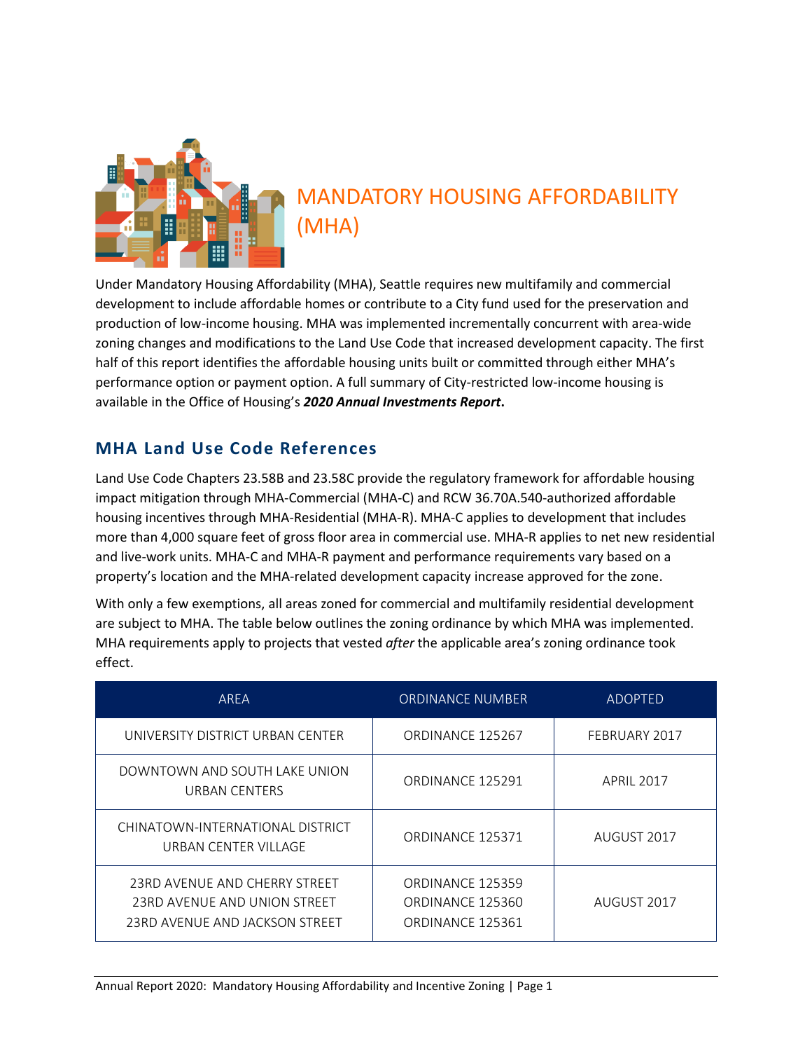# MANDATORY HOUSING AFFORDABILITY (MHA)

Under Mandatory Housing Affordability (MHA), Seattle requires new multifamily and commercial development to include affordable homes or contribute to a City fund used for the preservation and production of low-income housing. MHA was implemented incrementally concurrent with area-wide zoning changes and modifications to the Land Use Code that increased development capacity. The first half of this report identifies the affordable housing units built or committed through either MHA's performance option or payment option. A full summary of City-restricted low-income housing is available in the Office of Housing's ***2020 Annual Investments Report*.**

## MHA Land Use Code References

Land Use Code Chapters 23.58B and 23.58C provide the regulatory framework for affordable housing impact mitigation through MHA-Commercial (MHA-C) and RCW 36.70A.540-authorized affordable housing incentives through MHA-Residential (MHA-R). MHA-C applies to development that includes more than 4,000 square feet of gross floor area in commercial use. MHA-R applies to net new residential and live-work units. MHA-C and MHA-R payment and performance requirements vary based on a property's location and the MHA-related development capacity increase approved for the zone.

With only a few exemptions, all areas zoned for commercial and multifamily residential development are subject to MHA. The table below outlines the zoning ordinance by which MHA was implemented. MHA requirements apply to projects that vested *after* the applicable area's zoning ordinance took effect.

| AREA | ORDINANCE NUMBER | ADOPTED |
|---|---|---|
| UNIVERSITY DISTRICT URBAN CENTER | ORDINANCE 125267 | FEBRUARY 2017 |
| DOWNTOWN AND SOUTH LAKE UNION URBAN CENTERS | ORDINANCE 125291 | APRIL 2017 |
| CHINATOWN-INTERNATIONAL DISTRICT URBAN CENTER VILLAGE | ORDINANCE 125371 | AUGUST 2017 |
| 23RD AVENUE AND CHERRY STREET<br>23RD AVENUE AND UNION STREET<br>23RD AVENUE AND JACKSON STREET | ORDINANCE 125359<br>ORDINANCE 125360<br>ORDINANCE 125361 | AUGUST 2017 |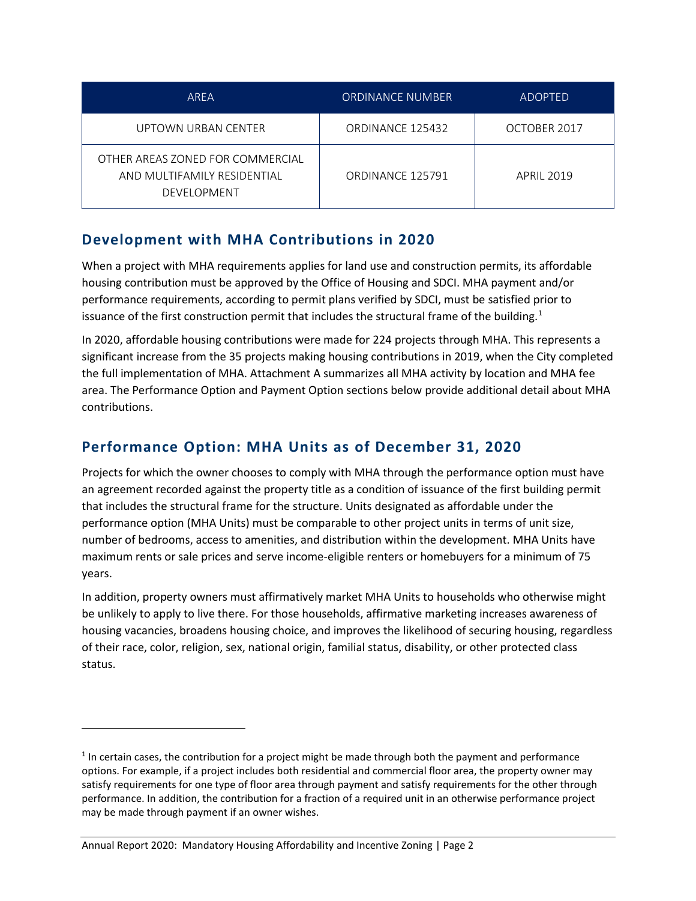| AREA | ORDINANCE NUMBER | ADOPTED |
| --- | --- | --- |
| UPTOWN URBAN CENTER | ORDINANCE 125432 | OCTOBER 2017 |
| OTHER AREAS ZONED FOR COMMERCIAL AND MULTIFAMILY RESIDENTIAL DEVELOPMENT | ORDINANCE 125791 | APRIL 2019 |

## Development with MHA Contributions in 2020

When a project with MHA requirements applies for land use and construction permits, its affordable housing contribution must be approved by the Office of Housing and SDCI. MHA payment and/or performance requirements, according to permit plans verified by SDCI, must be satisfied prior to issuance of the first construction permit that includes the structural frame of the building.[1]

In 2020, affordable housing contributions were made for 224 projects through MHA. This represents a significant increase from the 35 projects making housing contributions in 2019, when the City completed the full implementation of MHA. Attachment A summarizes all MHA activity by location and MHA fee area. The Performance Option and Payment Option sections below provide additional detail about MHA contributions.

## Performance Option: MHA Units as of December 31, 2020

Projects for which the owner chooses to comply with MHA through the performance option must have an agreement recorded against the property title as a condition of issuance of the first building permit that includes the structural frame for the structure. Units designated as affordable under the performance option (MHA Units) must be comparable to other project units in terms of unit size, number of bedrooms, access to amenities, and distribution within the development. MHA Units have maximum rents or sale prices and serve income-eligible renters or homebuyers for a minimum of 75 years.

In addition, property owners must affirmatively market MHA Units to households who otherwise might be unlikely to apply to live there. For those households, affirmative marketing increases awareness of housing vacancies, broadens housing choice, and improves the likelihood of securing housing, regardless of their race, color, religion, sex, national origin, familial status, disability, or other protected class status.

[1] In certain cases, the contribution for a project might be made through both the payment and performance options. For example, if a project includes both residential and commercial floor area, the property owner may satisfy requirements for one type of floor area through payment and satisfy requirements for the other through performance. In addition, the contribution for a fraction of a required unit in an otherwise performance project may be made through payment if an owner wishes.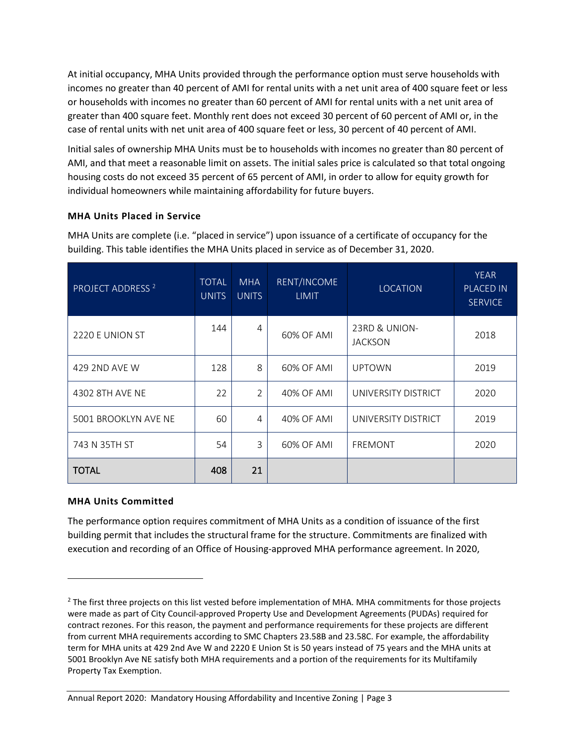At initial occupancy, MHA Units provided through the performance option must serve households with incomes no greater than 40 percent of AMI for rental units with a net unit area of 400 square feet or less or households with incomes no greater than 60 percent of AMI for rental units with a net unit area of greater than 400 square feet. Monthly rent does not exceed 30 percent of 60 percent of AMI or, in the case of rental units with net unit area of 400 square feet or less, 30 percent of 40 percent of AMI.

Initial sales of ownership MHA Units must be to households with incomes no greater than 80 percent of AMI, and that meet a reasonable limit on assets. The initial sales price is calculated so that total ongoing housing costs do not exceed 35 percent of 65 percent of AMI, in order to allow for equity growth for individual homeowners while maintaining affordability for future buyers.

**MHA Units Placed in Service**

MHA Units are complete (i.e. "placed in service") upon issuance of a certificate of occupancy for the building. This table identifies the MHA Units placed in service as of December 31, 2020.

| PROJECT ADDRESS [2] | TOTAL UNITS | MHA UNITS | RENT/INCOME LIMIT | LOCATION | YEAR PLACED IN SERVICE |
|---|---|---|---|---|---|
| 2220 E UNION ST | 144 | 4 | 60% OF AMI | 23RD & UNION-JACKSON | 2018 |
| 429 2ND AVE W | 128 | 8 | 60% OF AMI | UPTOWN | 2019 |
| 4302 8TH AVE NE | 22 | 2 | 40% OF AMI | UNIVERSITY DISTRICT | 2020 |
| 5001 BROOKLYN AVE NE | 60 | 4 | 40% OF AMI | UNIVERSITY DISTRICT | 2019 |
| 743 N 35TH ST | 54 | 3 | 60% OF AMI | FREMONT | 2020 |
| **TOTAL** | **408** | **21** | | | |

**MHA Units Committed**

The performance option requires commitment of MHA Units as a condition of issuance of the first building permit that includes the structural frame for the structure. Commitments are finalized with execution and recording of an Office of Housing-approved MHA performance agreement. In 2020,

[2] The first three projects on this list vested before implementation of MHA. MHA commitments for those projects were made as part of City Council-approved Property Use and Development Agreements (PUDAs) required for contract rezones. For this reason, the payment and performance requirements for these projects are different from current MHA requirements according to SMC Chapters 23.58B and 23.58C. For example, the affordability term for MHA units at 429 2nd Ave W and 2220 E Union St is 50 years instead of 75 years and the MHA units at 5001 Brooklyn Ave NE satisfy both MHA requirements and a portion of the requirements for its Multifamily Property Tax Exemption.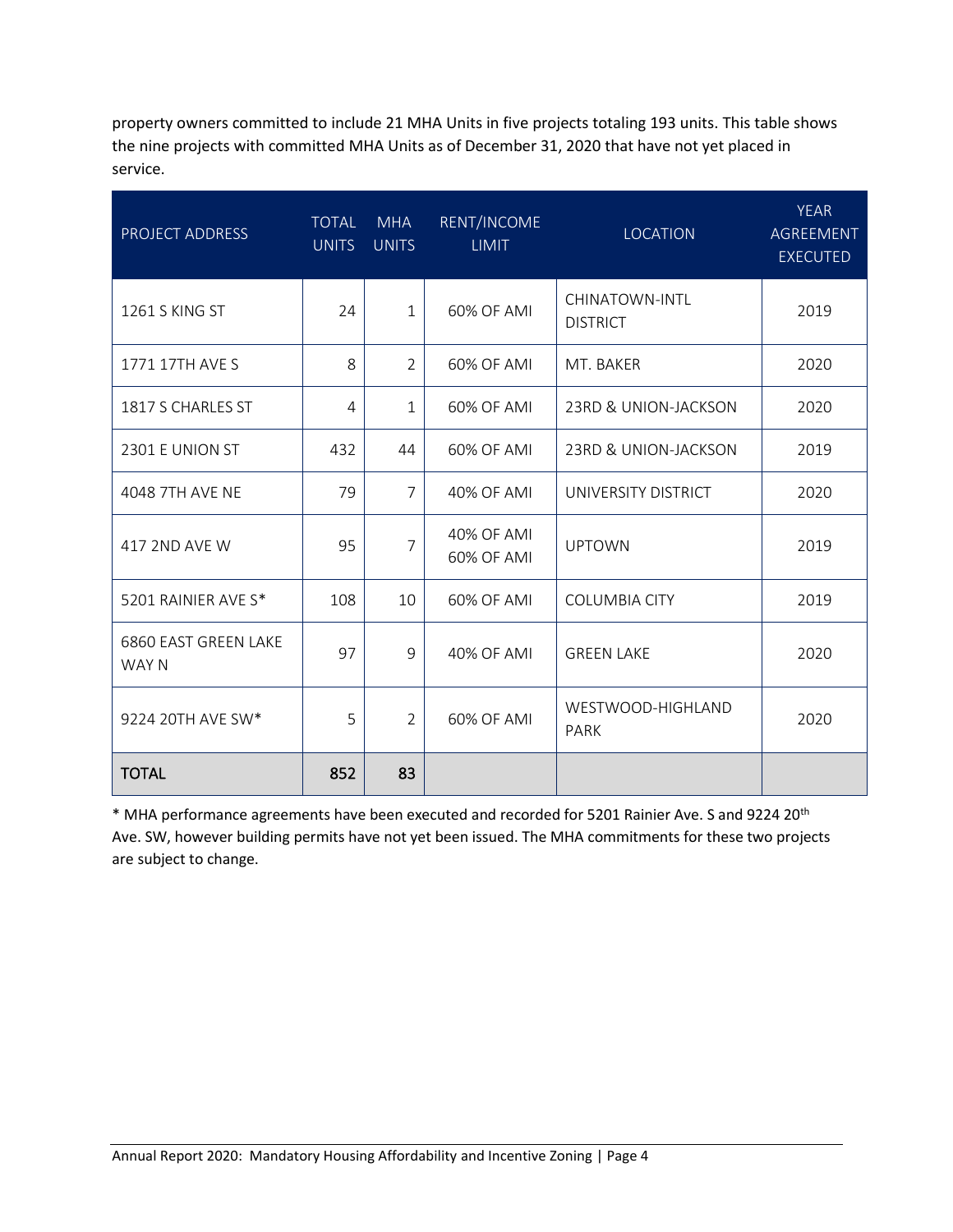property owners committed to include 21 MHA Units in five projects totaling 193 units. This table shows the nine projects with committed MHA Units as of December 31, 2020 that have not yet placed in service.

| PROJECT ADDRESS | TOTAL UNITS | MHA UNITS | RENT/INCOME LIMIT | LOCATION | YEAR AGREEMENT EXECUTED |
|---|---|---|---|---|---|
| 1261 S KING ST | 24 | 1 | 60% OF AMI | CHINATOWN-INTL DISTRICT | 2019 |
| 1771 17TH AVE S | 8 | 2 | 60% OF AMI | MT. BAKER | 2020 |
| 1817 S CHARLES ST | 4 | 1 | 60% OF AMI | 23RD & UNION-JACKSON | 2020 |
| 2301 E UNION ST | 432 | 44 | 60% OF AMI | 23RD & UNION-JACKSON | 2019 |
| 4048 7TH AVE NE | 79 | 7 | 40% OF AMI | UNIVERSITY DISTRICT | 2020 |
| 417 2ND AVE W | 95 | 7 | 40% OF AMI 60% OF AMI | UPTOWN | 2019 |
| 5201 RAINIER AVE S* | 108 | 10 | 60% OF AMI | COLUMBIA CITY | 2019 |
| 6860 EAST GREEN LAKE WAY N | 97 | 9 | 40% OF AMI | GREEN LAKE | 2020 |
| 9224 20TH AVE SW* | 5 | 2 | 60% OF AMI | WESTWOOD-HIGHLAND PARK | 2020 |
| **TOTAL** | **852** | **83** | | | |

* MHA performance agreements have been executed and recorded for 5201 Rainier Ave. S and 9224 20th Ave. SW, however building permits have not yet been issued. The MHA commitments for these two projects are subject to change.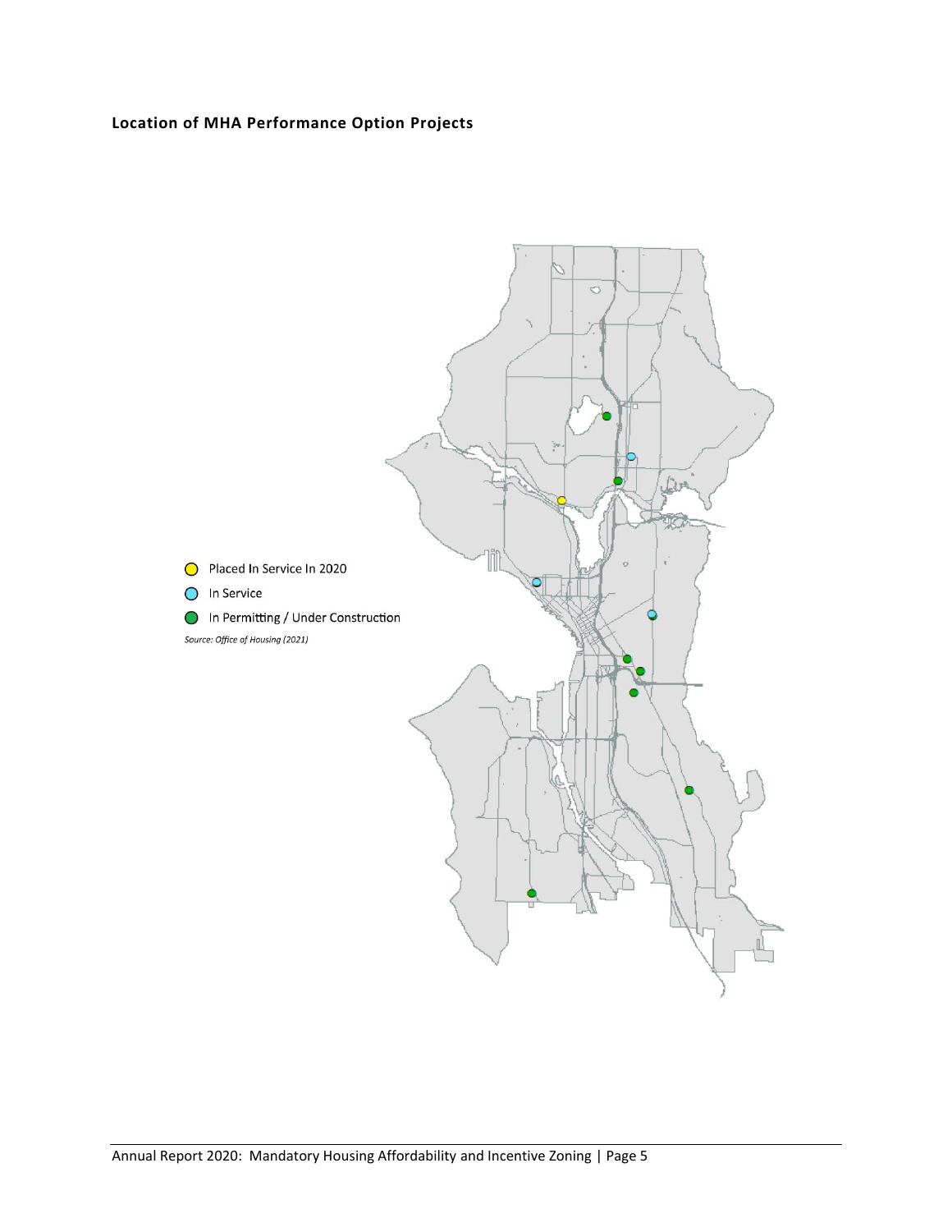**Location of MHA Performance Option Projects**

Placed In Service In 2020

In Service

In Permitting / Under Construction

*Source: Office of Housing (2021)*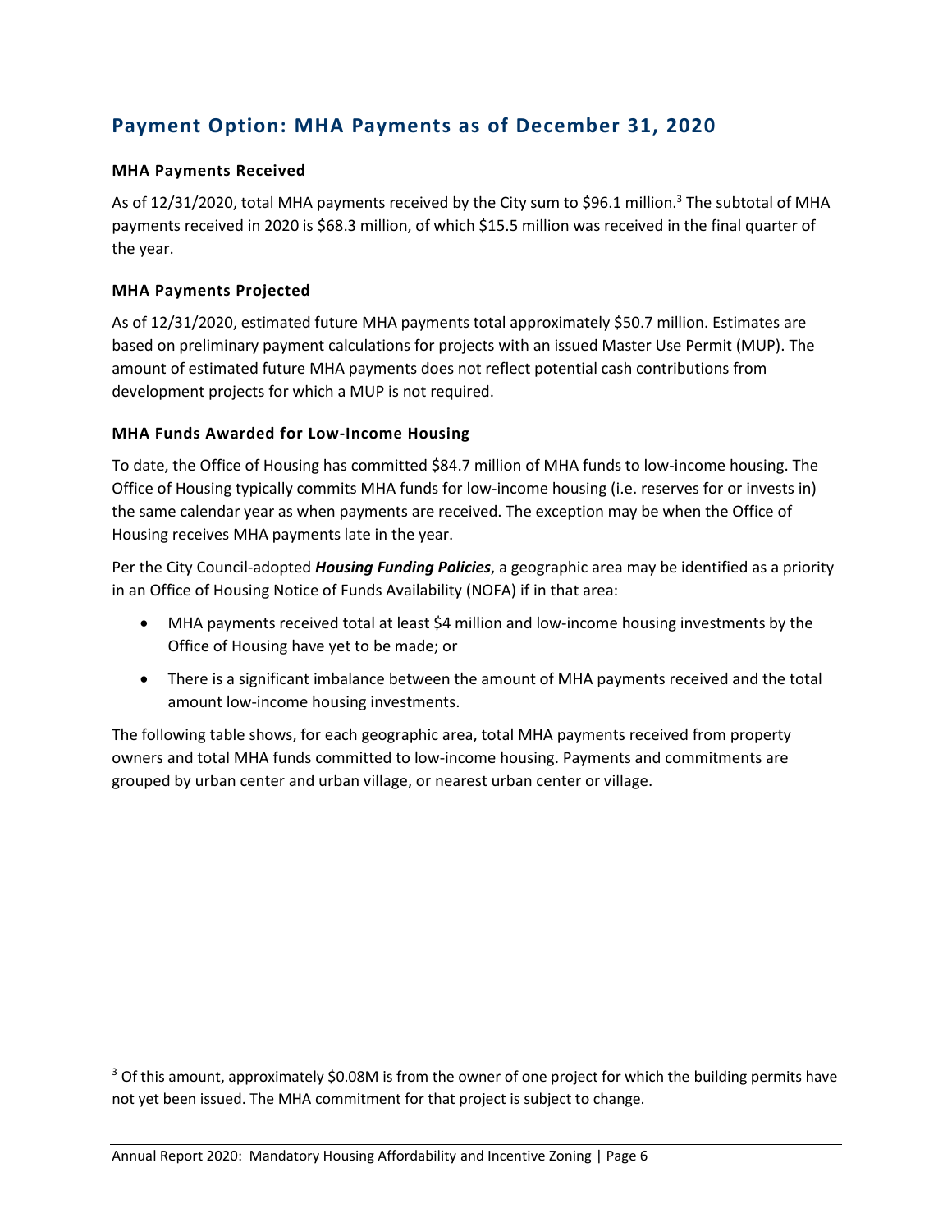## Payment Option: MHA Payments as of December 31, 2020

### MHA Payments Received

As of 12/31/2020, total MHA payments received by the City sum to $96.1 million.[3] The subtotal of MHA payments received in 2020 is $68.3 million, of which $15.5 million was received in the final quarter of the year.

### MHA Payments Projected

As of 12/31/2020, estimated future MHA payments total approximately $50.7 million. Estimates are based on preliminary payment calculations for projects with an issued Master Use Permit (MUP). The amount of estimated future MHA payments does not reflect potential cash contributions from development projects for which a MUP is not required.

### MHA Funds Awarded for Low-Income Housing

To date, the Office of Housing has committed $84.7 million of MHA funds to low-income housing. The Office of Housing typically commits MHA funds for low-income housing (i.e. reserves for or invests in) the same calendar year as when payments are received. The exception may be when the Office of Housing receives MHA payments late in the year.

Per the City Council-adopted ***Housing Funding Policies***, a geographic area may be identified as a priority in an Office of Housing Notice of Funds Availability (NOFA) if in that area:

- MHA payments received total at least $4 million and low-income housing investments by the Office of Housing have yet to be made; or
- There is a significant imbalance between the amount of MHA payments received and the total amount low-income housing investments.

The following table shows, for each geographic area, total MHA payments received from property owners and total MHA funds committed to low-income housing. Payments and commitments are grouped by urban center and urban village, or nearest urban center or village.

[3] Of this amount, approximately $0.08M is from the owner of one project for which the building permits have not yet been issued. The MHA commitment for that project is subject to change.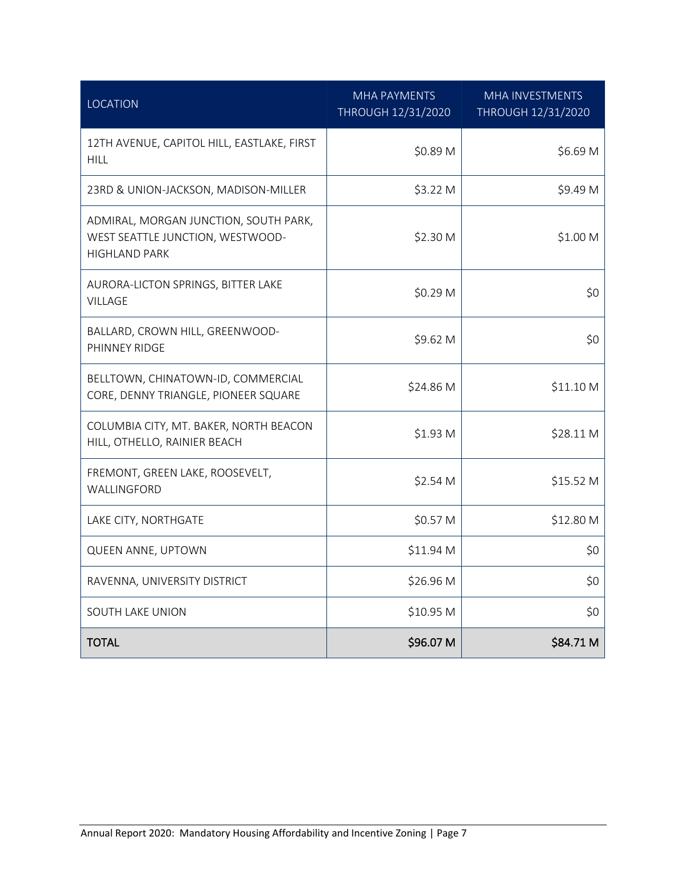| LOCATION | MHA PAYMENTS THROUGH 12/31/2020 | MHA INVESTMENTS THROUGH 12/31/2020 |
|---|---:|---:|
| 12TH AVENUE, CAPITOL HILL, EASTLAKE, FIRST HILL | $0.89 M | $6.69 M |
| 23RD & UNION-JACKSON, MADISON-MILLER | $3.22 M | $9.49 M |
| ADMIRAL, MORGAN JUNCTION, SOUTH PARK, WEST SEATTLE JUNCTION, WESTWOOD-HIGHLAND PARK | $2.30 M | $1.00 M |
| AURORA-LICTON SPRINGS, BITTER LAKE VILLAGE | $0.29 M | $0 |
| BALLARD, CROWN HILL, GREENWOOD-PHINNEY RIDGE | $9.62 M | $0 |
| BELLTOWN, CHINATOWN-ID, COMMERCIAL CORE, DENNY TRIANGLE, PIONEER SQUARE | $24.86 M | $11.10 M |
| COLUMBIA CITY, MT. BAKER, NORTH BEACON HILL, OTHELLO, RAINIER BEACH | $1.93 M | $28.11 M |
| FREMONT, GREEN LAKE, ROOSEVELT, WALLINGFORD | $2.54 M | $15.52 M |
| LAKE CITY, NORTHGATE | $0.57 M | $12.80 M |
| QUEEN ANNE, UPTOWN | $11.94 M | $0 |
| RAVENNA, UNIVERSITY DISTRICT | $26.96 M | $0 |
| SOUTH LAKE UNION | $10.95 M | $0 |
| **TOTAL** | **$96.07 M** | **$84.71 M** |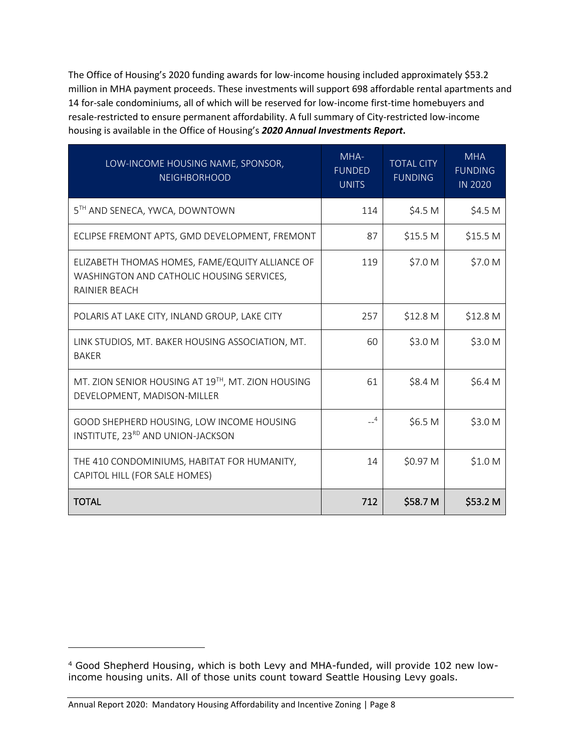The Office of Housing's 2020 funding awards for low-income housing included approximately $53.2 million in MHA payment proceeds. These investments will support 698 affordable rental apartments and 14 for-sale condominiums, all of which will be reserved for low-income first-time homebuyers and resale-restricted to ensure permanent affordability. A full summary of City-restricted low-income housing is available in the Office of Housing's ***2020 Annual Investments Report*.**

| LOW-INCOME HOUSING NAME, SPONSOR, NEIGHBORHOOD | MHA-FUNDED UNITS | TOTAL CITY FUNDING | MHA FUNDING IN 2020 |
|---|---|---|---|
| 5TH AND SENECA, YWCA, DOWNTOWN | 114 | $4.5 M | $4.5 M |
| ECLIPSE FREMONT APTS, GMD DEVELOPMENT, FREMONT | 87 | $15.5 M | $15.5 M |
| ELIZABETH THOMAS HOMES, FAME/EQUITY ALLIANCE OF WASHINGTON AND CATHOLIC HOUSING SERVICES, RAINIER BEACH | 119 | $7.0 M | $7.0 M |
| POLARIS AT LAKE CITY, INLAND GROUP, LAKE CITY | 257 | $12.8 M | $12.8 M |
| LINK STUDIOS, MT. BAKER HOUSING ASSOCIATION, MT. BAKER | 60 | $3.0 M | $3.0 M |
| MT. ZION SENIOR HOUSING AT 19TH, MT. ZION HOUSING DEVELOPMENT, MADISON-MILLER | 61 | $8.4 M | $6.4 M |
| GOOD SHEPHERD HOUSING, LOW INCOME HOUSING INSTITUTE, 23RD AND UNION-JACKSON | --[4] | $6.5 M | $3.0 M |
| THE 410 CONDOMINIUMS, HABITAT FOR HUMANITY, CAPITOL HILL (FOR SALE HOMES) | 14 | $0.97 M | $1.0 M |
| TOTAL | 712 | $58.7 M | $53.2 M |

[4] Good Shepherd Housing, which is both Levy and MHA-funded, will provide 102 new low-income housing units. All of those units count toward Seattle Housing Levy goals.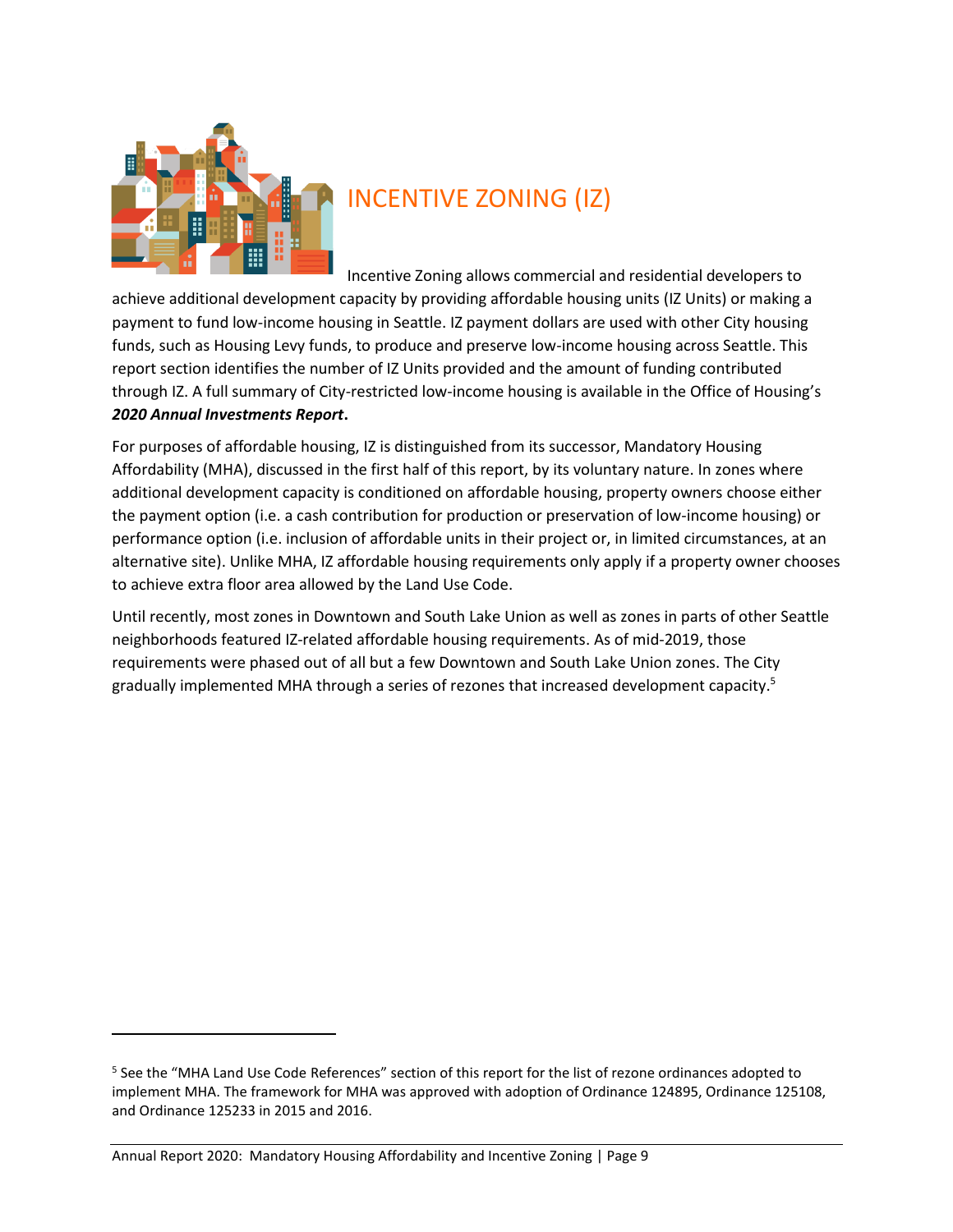# INCENTIVE ZONING (IZ)

Incentive Zoning allows commercial and residential developers to achieve additional development capacity by providing affordable housing units (IZ Units) or making a payment to fund low-income housing in Seattle. IZ payment dollars are used with other City housing funds, such as Housing Levy funds, to produce and preserve low-income housing across Seattle. This report section identifies the number of IZ Units provided and the amount of funding contributed through IZ. A full summary of City-restricted low-income housing is available in the Office of Housing's ***2020 Annual Investments Report*.**

For purposes of affordable housing, IZ is distinguished from its successor, Mandatory Housing Affordability (MHA), discussed in the first half of this report, by its voluntary nature. In zones where additional development capacity is conditioned on affordable housing, property owners choose either the payment option (i.e. a cash contribution for production or preservation of low-income housing) or performance option (i.e. inclusion of affordable units in their project or, in limited circumstances, at an alternative site). Unlike MHA, IZ affordable housing requirements only apply if a property owner chooses to achieve extra floor area allowed by the Land Use Code.

Until recently, most zones in Downtown and South Lake Union as well as zones in parts of other Seattle neighborhoods featured IZ-related affordable housing requirements. As of mid-2019, those requirements were phased out of all but a few Downtown and South Lake Union zones. The City gradually implemented MHA through a series of rezones that increased development capacity.[5]

[5] See the "MHA Land Use Code References" section of this report for the list of rezone ordinances adopted to implement MHA. The framework for MHA was approved with adoption of Ordinance 124895, Ordinance 125108, and Ordinance 125233 in 2015 and 2016.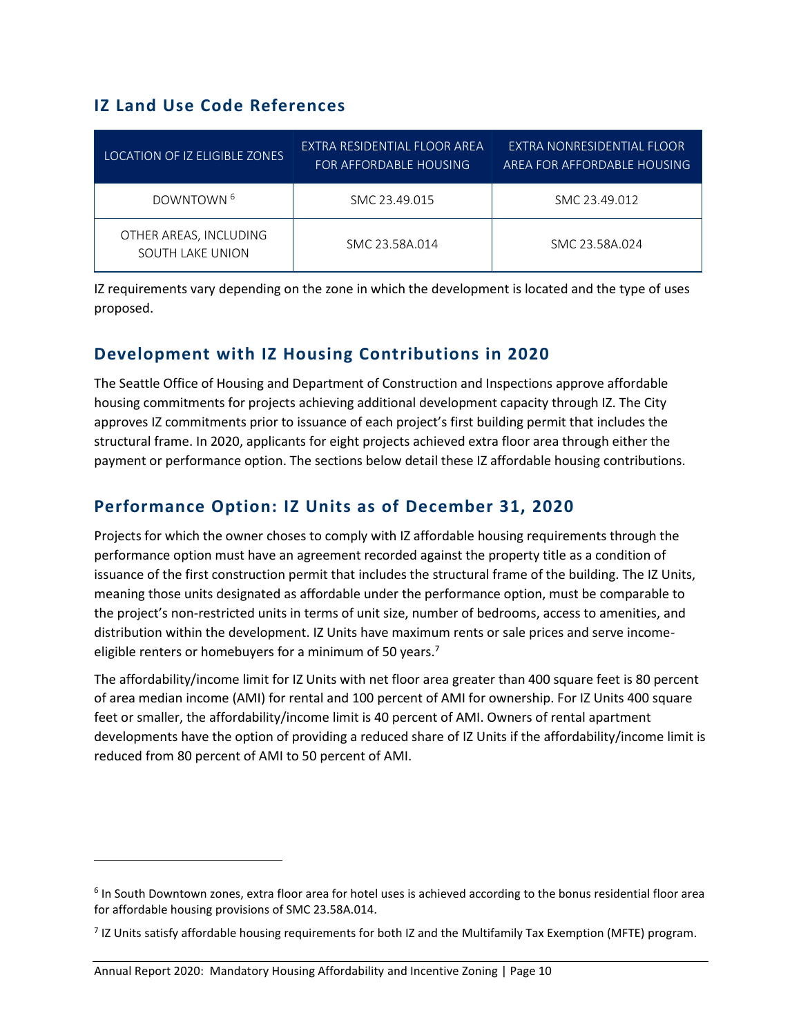## IZ Land Use Code References

| LOCATION OF IZ ELIGIBLE ZONES | EXTRA RESIDENTIAL FLOOR AREA FOR AFFORDABLE HOUSING | EXTRA NONRESIDENTIAL FLOOR AREA FOR AFFORDABLE HOUSING |
|---|---|---|
| DOWNTOWN [6] | SMC 23.49.015 | SMC 23.49.012 |
| OTHER AREAS, INCLUDING SOUTH LAKE UNION | SMC 23.58A.014 | SMC 23.58A.024 |

IZ requirements vary depending on the zone in which the development is located and the type of uses proposed.

## Development with IZ Housing Contributions in 2020

The Seattle Office of Housing and Department of Construction and Inspections approve affordable housing commitments for projects achieving additional development capacity through IZ. The City approves IZ commitments prior to issuance of each project's first building permit that includes the structural frame. In 2020, applicants for eight projects achieved extra floor area through either the payment or performance option. The sections below detail these IZ affordable housing contributions.

## Performance Option: IZ Units as of December 31, 2020

Projects for which the owner choses to comply with IZ affordable housing requirements through the performance option must have an agreement recorded against the property title as a condition of issuance of the first construction permit that includes the structural frame of the building. The IZ Units, meaning those units designated as affordable under the performance option, must be comparable to the project's non-restricted units in terms of unit size, number of bedrooms, access to amenities, and distribution within the development. IZ Units have maximum rents or sale prices and serve income-eligible renters or homebuyers for a minimum of 50 years.[7]

The affordability/income limit for IZ Units with net floor area greater than 400 square feet is 80 percent of area median income (AMI) for rental and 100 percent of AMI for ownership. For IZ Units 400 square feet or smaller, the affordability/income limit is 40 percent of AMI. Owners of rental apartment developments have the option of providing a reduced share of IZ Units if the affordability/income limit is reduced from 80 percent of AMI to 50 percent of AMI.

---

[6] In South Downtown zones, extra floor area for hotel uses is achieved according to the bonus residential floor area for affordable housing provisions of SMC 23.58A.014.

[7] IZ Units satisfy affordable housing requirements for both IZ and the Multifamily Tax Exemption (MFTE) program.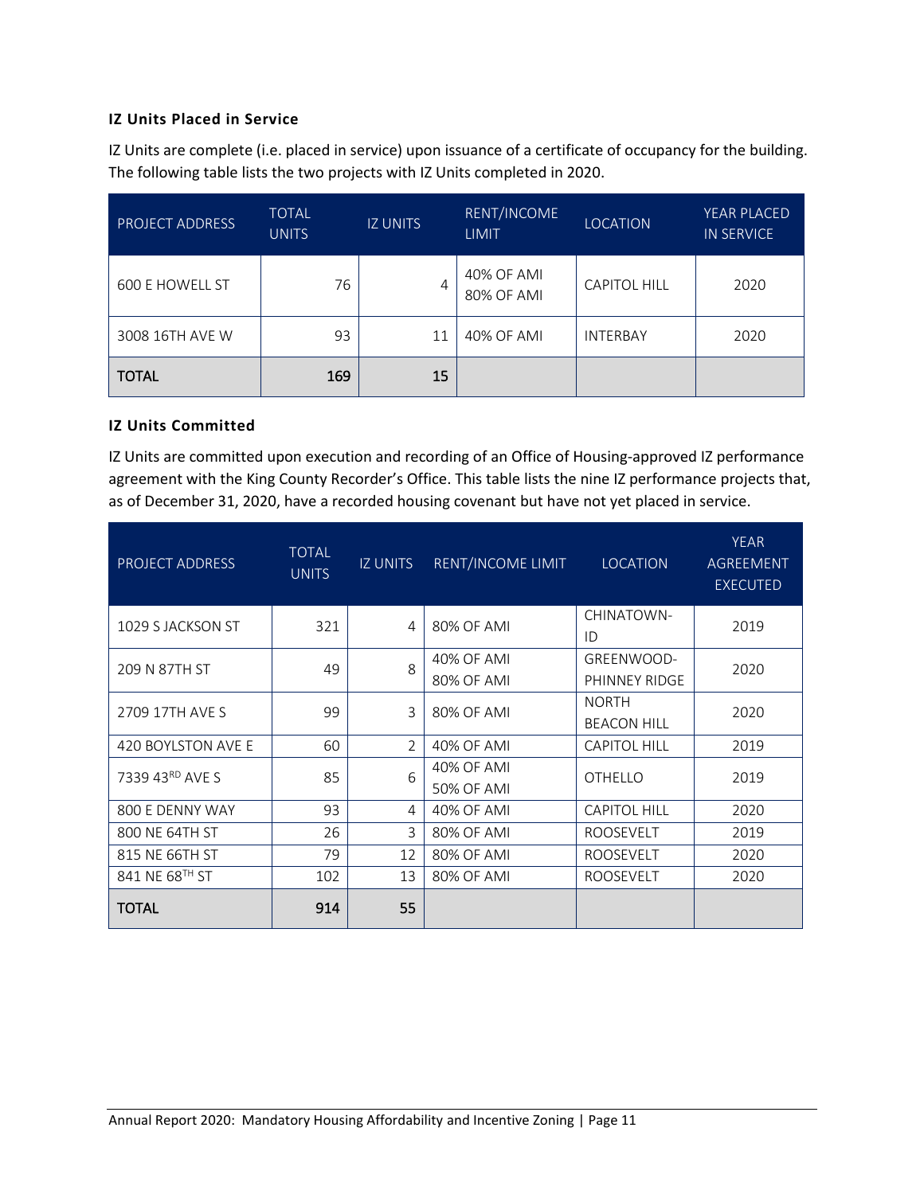### IZ Units Placed in Service

IZ Units are complete (i.e. placed in service) upon issuance of a certificate of occupancy for the building. The following table lists the two projects with IZ Units completed in 2020.

| PROJECT ADDRESS | TOTAL UNITS | IZ UNITS | RENT/INCOME LIMIT | LOCATION | YEAR PLACED IN SERVICE |
|---|---|---|---|---|---|
| 600 E HOWELL ST | 76 | 4 | 40% OF AMI<br>80% OF AMI | CAPITOL HILL | 2020 |
| 3008 16TH AVE W | 93 | 11 | 40% OF AMI | INTERBAY | 2020 |
| **TOTAL** | **169** | **15** | | | |

### IZ Units Committed

IZ Units are committed upon execution and recording of an Office of Housing-approved IZ performance agreement with the King County Recorder's Office. This table lists the nine IZ performance projects that, as of December 31, 2020, have a recorded housing covenant but have not yet placed in service.

| PROJECT ADDRESS | TOTAL UNITS | IZ UNITS | RENT/INCOME LIMIT | LOCATION | YEAR AGREEMENT EXECUTED |
|---|---|---|---|---|---|
| 1029 S JACKSON ST | 321 | 4 | 80% OF AMI | CHINATOWN-ID | 2019 |
| 209 N 87TH ST | 49 | 8 | 40% OF AMI<br>80% OF AMI | GREENWOOD-PHINNEY RIDGE | 2020 |
| 2709 17TH AVE S | 99 | 3 | 80% OF AMI | NORTH BEACON HILL | 2020 |
| 420 BOYLSTON AVE E | 60 | 2 | 40% OF AMI | CAPITOL HILL | 2019 |
| 7339 43RD AVE S | 85 | 6 | 40% OF AMI<br>50% OF AMI | OTHELLO | 2019 |
| 800 E DENNY WAY | 93 | 4 | 40% OF AMI | CAPITOL HILL | 2020 |
| 800 NE 64TH ST | 26 | 3 | 80% OF AMI | ROOSEVELT | 2019 |
| 815 NE 66TH ST | 79 | 12 | 80% OF AMI | ROOSEVELT | 2020 |
| 841 NE 68TH ST | 102 | 13 | 80% OF AMI | ROOSEVELT | 2020 |
| **TOTAL** | **914** | **55** | | | |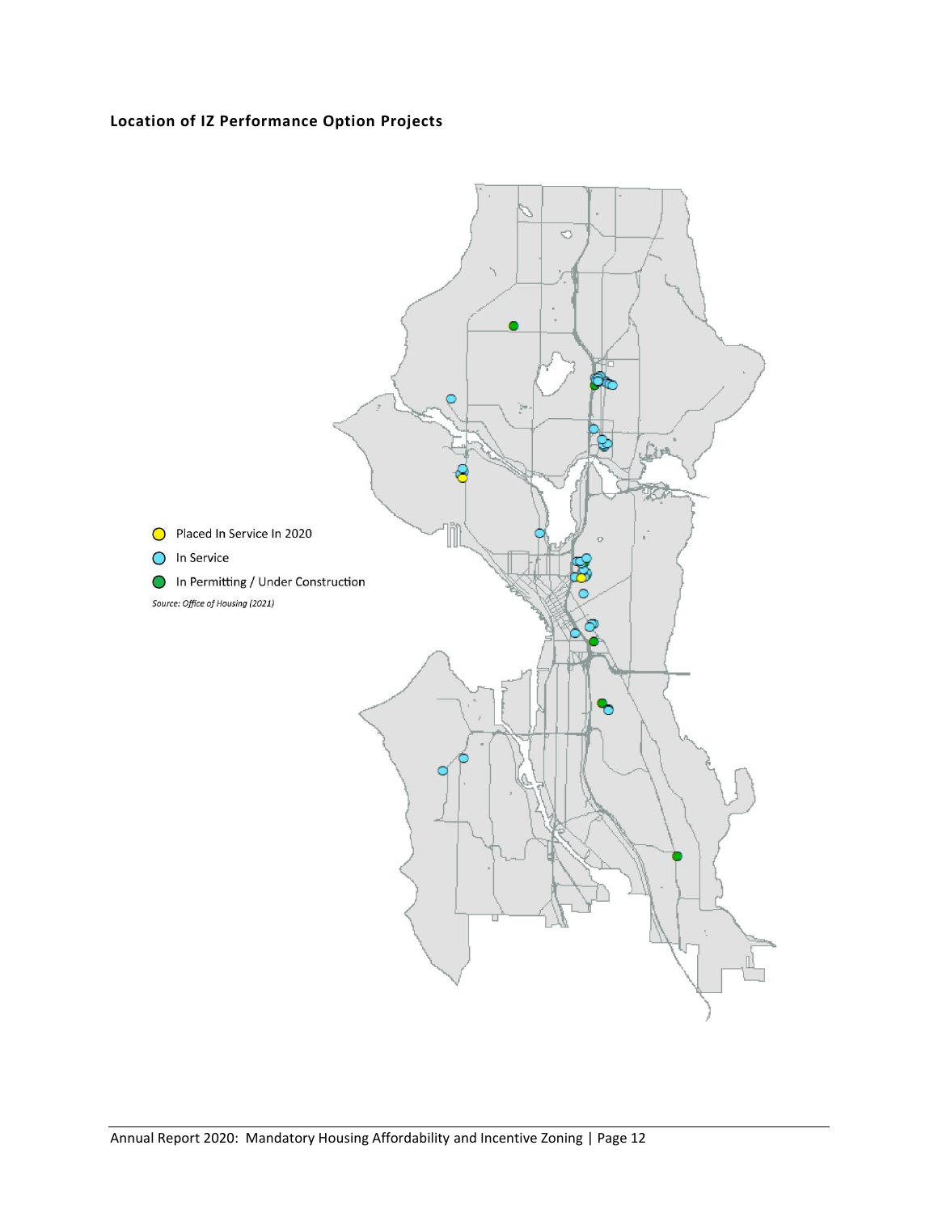**Location of IZ Performance Option Projects**

- Placed In Service In 2020
- In Service
- In Permitting / Under Construction

*Source: Office of Housing (2021)*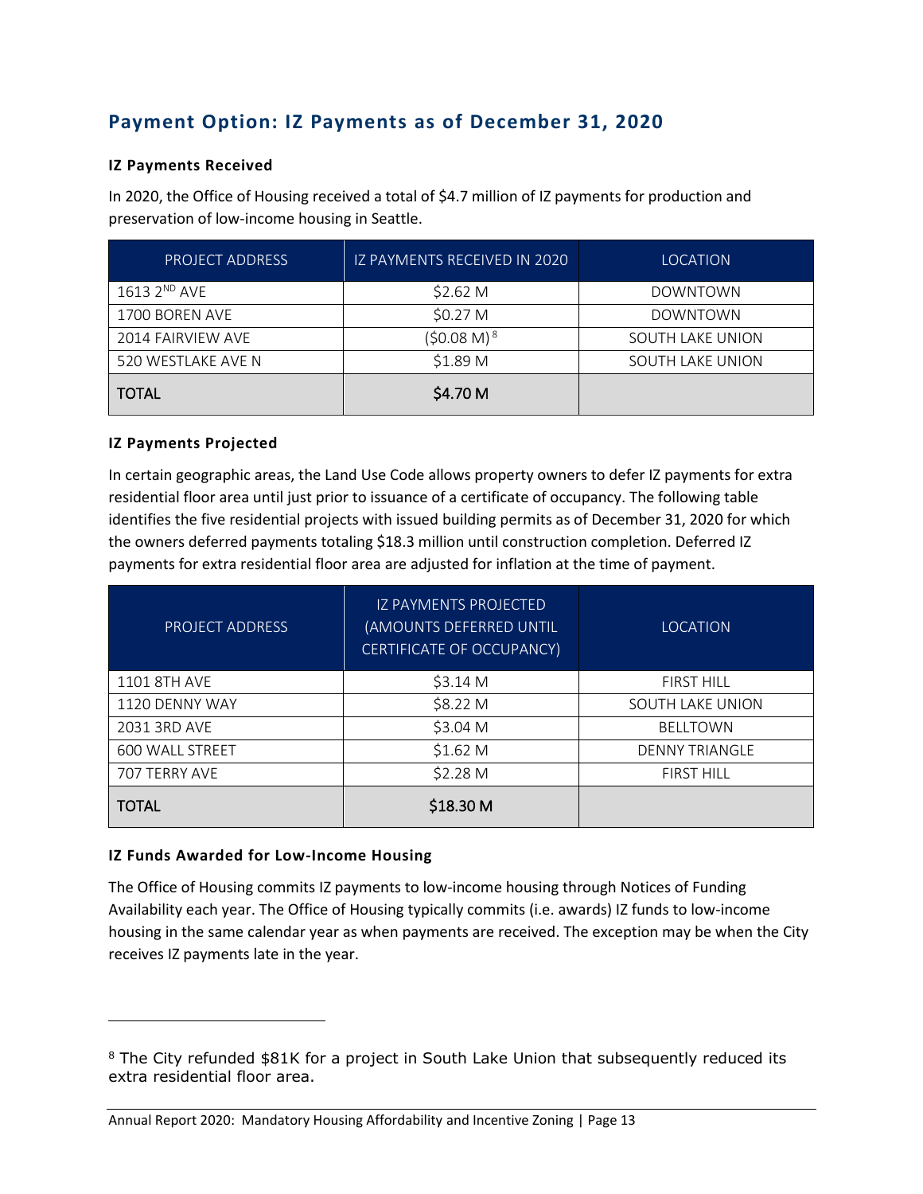## Payment Option: IZ Payments as of December 31, 2020

### IZ Payments Received

In 2020, the Office of Housing received a total of $4.7 million of IZ payments for production and preservation of low-income housing in Seattle.

| PROJECT ADDRESS | IZ PAYMENTS RECEIVED IN 2020 | LOCATION |
|---|---|---|
| 1613 2ND AVE | $2.62 M | DOWNTOWN |
| 1700 BOREN AVE | $0.27 M | DOWNTOWN |
| 2014 FAIRVIEW AVE | ($0.08 M)[8] | SOUTH LAKE UNION |
| 520 WESTLAKE AVE N | $1.89 M | SOUTH LAKE UNION |
| TOTAL | $4.70 M | |

### IZ Payments Projected

In certain geographic areas, the Land Use Code allows property owners to defer IZ payments for extra residential floor area until just prior to issuance of a certificate of occupancy. The following table identifies the five residential projects with issued building permits as of December 31, 2020 for which the owners deferred payments totaling $18.3 million until construction completion. Deferred IZ payments for extra residential floor area are adjusted for inflation at the time of payment.

| PROJECT ADDRESS | IZ PAYMENTS PROJECTED (AMOUNTS DEFERRED UNTIL CERTIFICATE OF OCCUPANCY) | LOCATION |
|---|---|---|
| 1101 8TH AVE | $3.14 M | FIRST HILL |
| 1120 DENNY WAY | $8.22 M | SOUTH LAKE UNION |
| 2031 3RD AVE | $3.04 M | BELLTOWN |
| 600 WALL STREET | $1.62 M | DENNY TRIANGLE |
| 707 TERRY AVE | $2.28 M | FIRST HILL |
| TOTAL | $18.30 M | |

### IZ Funds Awarded for Low-Income Housing

The Office of Housing commits IZ payments to low-income housing through Notices of Funding Availability each year. The Office of Housing typically commits (i.e. awards) IZ funds to low-income housing in the same calendar year as when payments are received. The exception may be when the City receives IZ payments late in the year.

---

[8] The City refunded $81K for a project in South Lake Union that subsequently reduced its extra residential floor area.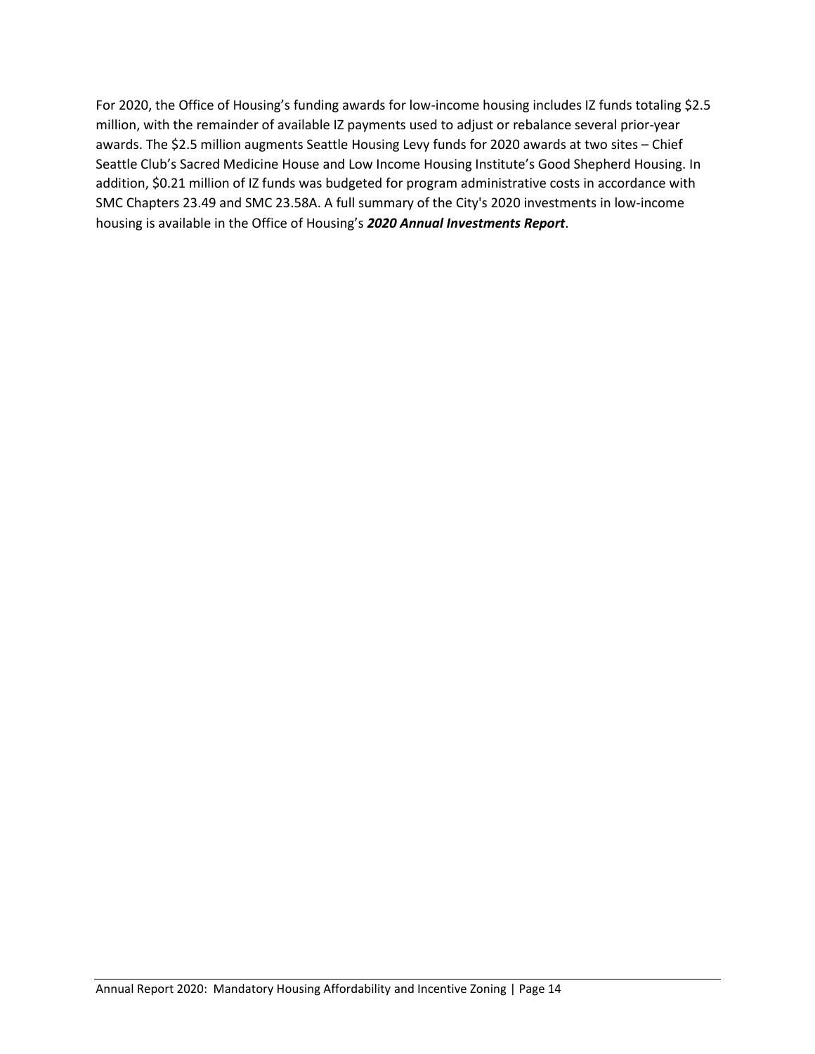For 2020, the Office of Housing's funding awards for low-income housing includes IZ funds totaling $2.5 million, with the remainder of available IZ payments used to adjust or rebalance several prior-year awards. The $2.5 million augments Seattle Housing Levy funds for 2020 awards at two sites – Chief Seattle Club's Sacred Medicine House and Low Income Housing Institute's Good Shepherd Housing. In addition, $0.21 million of IZ funds was budgeted for program administrative costs in accordance with SMC Chapters 23.49 and SMC 23.58A. A full summary of the City's 2020 investments in low-income housing is available in the Office of Housing's ***2020 Annual Investments Report***.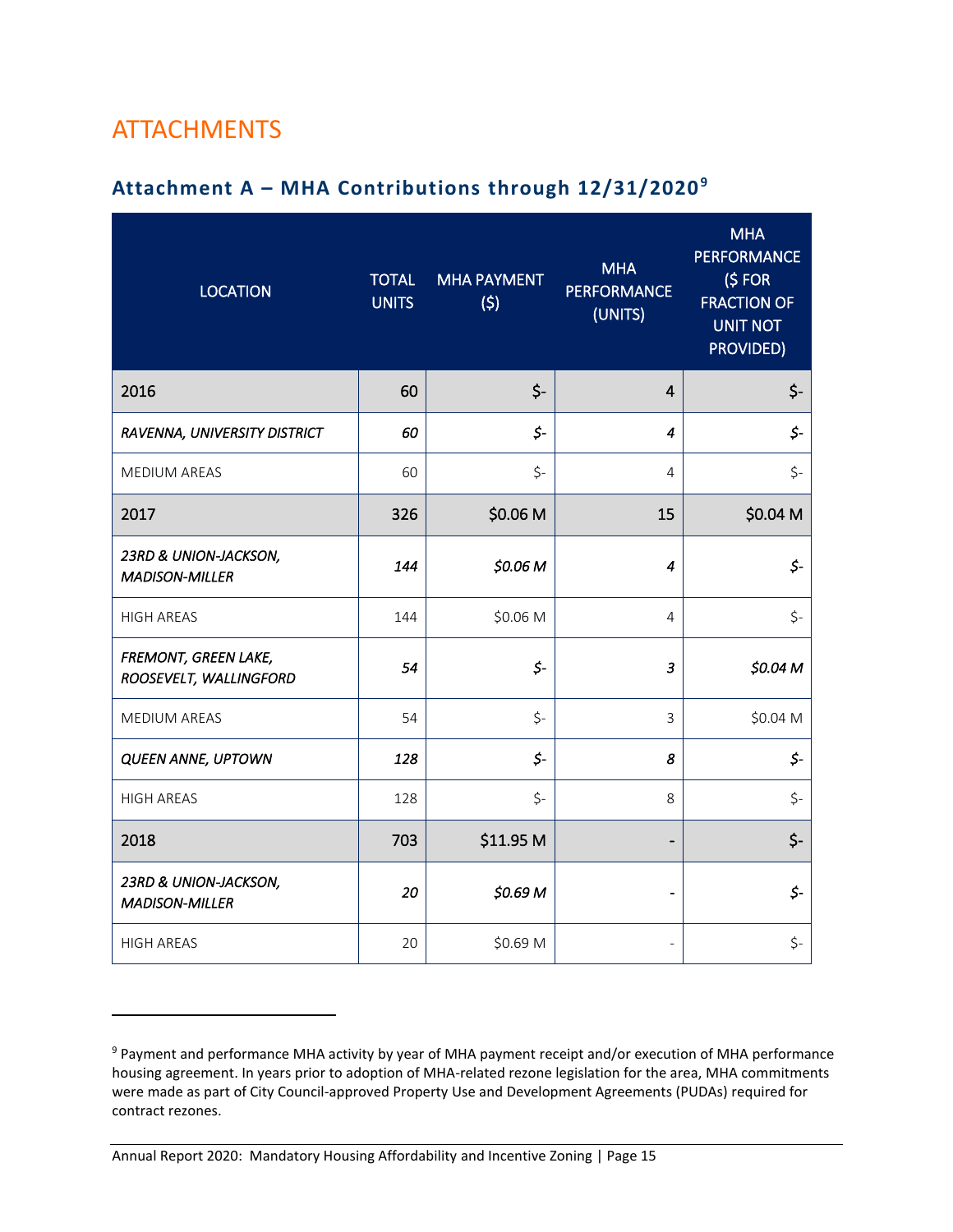# ATTACHMENTS

## Attachment A – MHA Contributions through 12/31/2020[9]

| LOCATION | TOTAL UNITS | MHA PAYMENT ($) | MHA PERFORMANCE (UNITS) | MHA PERFORMANCE ($ FOR FRACTION OF UNIT NOT PROVIDED) |
|---|---|---|---|---|
| 2016 | 60 | $- | 4 | $- |
| *RAVENNA, UNIVERSITY DISTRICT* | *60* | *$-* | *4* | *$-* |
| MEDIUM AREAS | 60 | $- | 4 | $- |
| 2017 | 326 | $0.06 M | 15 | $0.04 M |
| *23RD & UNION-JACKSON, MADISON-MILLER* | *144* | *$0.06 M* | *4* | *$-* |
| HIGH AREAS | 144 | $0.06 M | 4 | $- |
| *FREMONT, GREEN LAKE, ROOSEVELT, WALLINGFORD* | *54* | *$-* | *3* | *$0.04 M* |
| MEDIUM AREAS | 54 | $- | 3 | $0.04 M |
| *QUEEN ANNE, UPTOWN* | *128* | *$-* | *8* | *$-* |
| HIGH AREAS | 128 | $- | 8 | $- |
| 2018 | 703 | $11.95 M | - | $- |
| *23RD & UNION-JACKSON, MADISON-MILLER* | *20* | *$0.69 M* | *-* | *$-* |
| HIGH AREAS | 20 | $0.69 M | - | $- |

[9] Payment and performance MHA activity by year of MHA payment receipt and/or execution of MHA performance housing agreement. In years prior to adoption of MHA-related rezone legislation for the area, MHA commitments were made as part of City Council-approved Property Use and Development Agreements (PUDAs) required for contract rezones.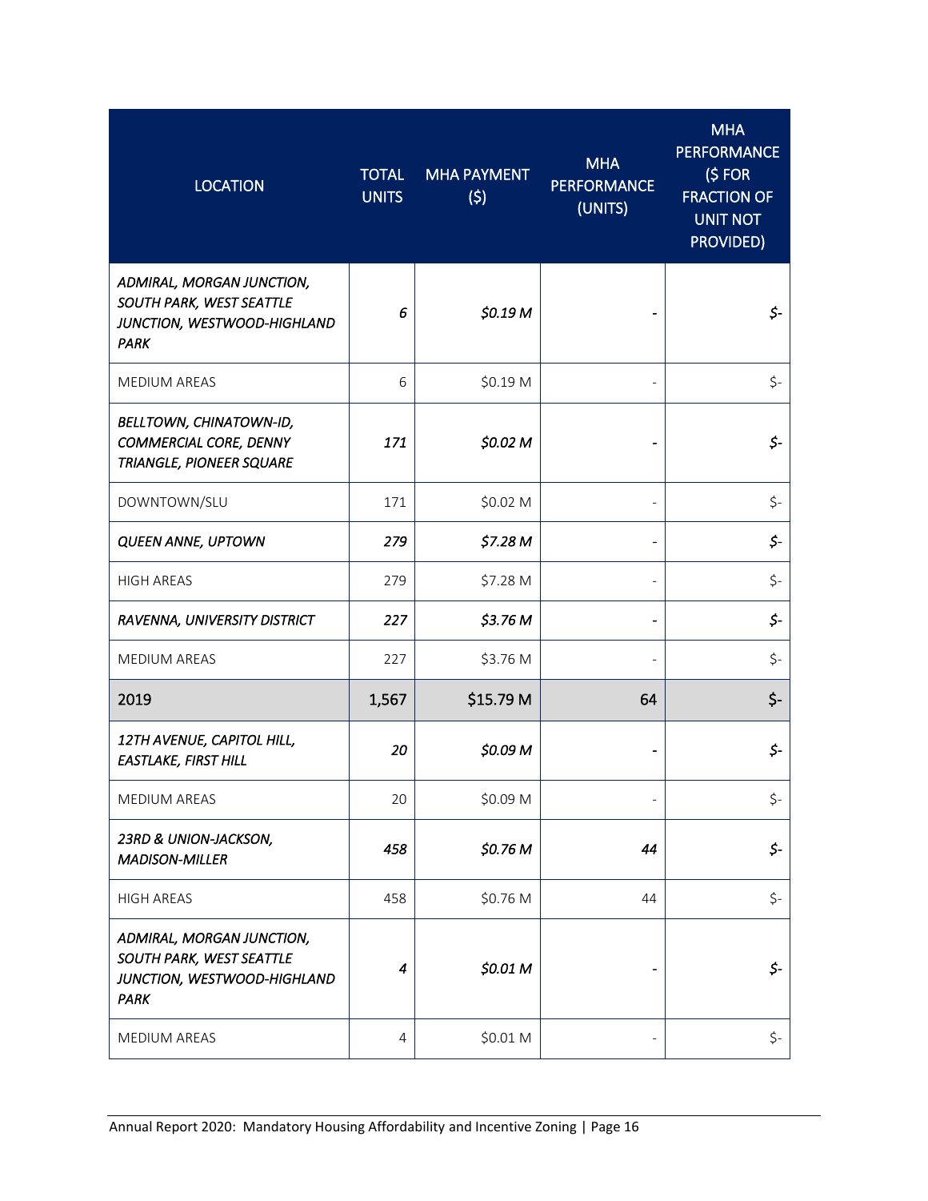| LOCATION | TOTAL UNITS | MHA PAYMENT ($) | MHA PERFORMANCE (UNITS) | MHA PERFORMANCE ($ FOR FRACTION OF UNIT NOT PROVIDED) |
|---|---|---|---|---|
| ***ADMIRAL, MORGAN JUNCTION, SOUTH PARK, WEST SEATTLE JUNCTION, WESTWOOD-HIGHLAND PARK*** | ***6*** | ***$0.19 M*** | ***-*** | ***$-*** |
| MEDIUM AREAS | 6 | $0.19 M | - | $- |
| ***BELLTOWN, CHINATOWN-ID, COMMERCIAL CORE, DENNY TRIANGLE, PIONEER SQUARE*** | ***171*** | ***$0.02 M*** | ***-*** | ***$-*** |
| DOWNTOWN/SLU | 171 | $0.02 M | - | $- |
| ***QUEEN ANNE, UPTOWN*** | ***279*** | ***$7.28 M*** | ***-*** | ***$-*** |
| HIGH AREAS | 279 | $7.28 M | - | $- |
| ***RAVENNA, UNIVERSITY DISTRICT*** | ***227*** | ***$3.76 M*** | ***-*** | ***$-*** |
| MEDIUM AREAS | 227 | $3.76 M | - | $- |
| 2019 | 1,567 | $15.79 M | 64 | $- |
| ***12TH AVENUE, CAPITOL HILL, EASTLAKE, FIRST HILL*** | ***20*** | ***$0.09 M*** | ***-*** | ***$-*** |
| MEDIUM AREAS | 20 | $0.09 M | - | $- |
| ***23RD & UNION-JACKSON, MADISON-MILLER*** | ***458*** | ***$0.76 M*** | ***44*** | ***$-*** |
| HIGH AREAS | 458 | $0.76 M | 44 | $- |
| ***ADMIRAL, MORGAN JUNCTION, SOUTH PARK, WEST SEATTLE JUNCTION, WESTWOOD-HIGHLAND PARK*** | ***4*** | ***$0.01 M*** | ***-*** | ***$-*** |
| MEDIUM AREAS | 4 | $0.01 M | - | $- |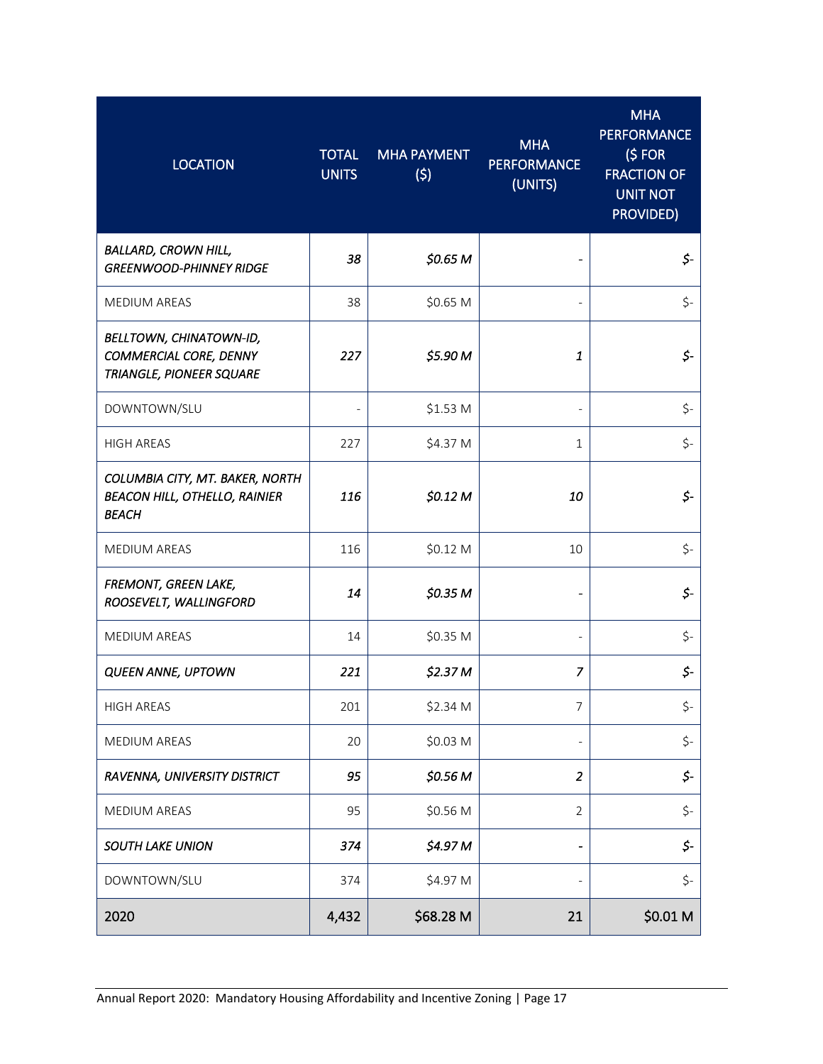| LOCATION | TOTAL UNITS | MHA PAYMENT ($) | MHA PERFORMANCE (UNITS) | MHA PERFORMANCE ($ FOR FRACTION OF UNIT NOT PROVIDED) |
|---|---|---|---|---|
| ***BALLARD, CROWN HILL, GREENWOOD-PHINNEY RIDGE*** | ***38*** | ***$0.65 M*** | - | ***$-*** |
| MEDIUM AREAS | 38 | $0.65 M | - | $- |
| ***BELLTOWN, CHINATOWN-ID, COMMERCIAL CORE, DENNY TRIANGLE, PIONEER SQUARE*** | ***227*** | ***$5.90 M*** | ***1*** | ***$-*** |
| DOWNTOWN/SLU | - | $1.53 M | - | $- |
| HIGH AREAS | 227 | $4.37 M | 1 | $- |
| ***COLUMBIA CITY, MT. BAKER, NORTH BEACON HILL, OTHELLO, RAINIER BEACH*** | ***116*** | ***$0.12 M*** | ***10*** | ***$-*** |
| MEDIUM AREAS | 116 | $0.12 M | 10 | $- |
| ***FREMONT, GREEN LAKE, ROOSEVELT, WALLINGFORD*** | ***14*** | ***$0.35 M*** | - | ***$-*** |
| MEDIUM AREAS | 14 | $0.35 M | - | $- |
| ***QUEEN ANNE, UPTOWN*** | ***221*** | ***$2.37 M*** | ***7*** | ***$-*** |
| HIGH AREAS | 201 | $2.34 M | 7 | $- |
| MEDIUM AREAS | 20 | $0.03 M | - | $- |
| ***RAVENNA, UNIVERSITY DISTRICT*** | ***95*** | ***$0.56 M*** | ***2*** | ***$-*** |
| MEDIUM AREAS | 95 | $0.56 M | 2 | $- |
| ***SOUTH LAKE UNION*** | ***374*** | ***$4.97 M*** | ***-*** | ***$-*** |
| DOWNTOWN/SLU | 374 | $4.97 M | - | $- |
| 2020 | 4,432 | $68.28 M | 21 | $0.01 M |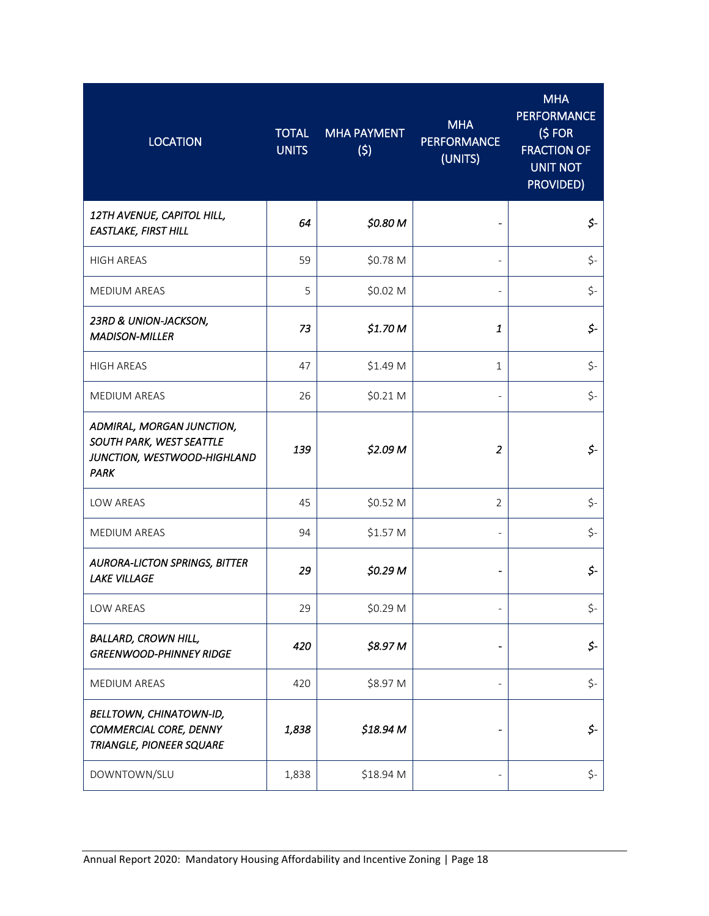| LOCATION | TOTAL UNITS | MHA PAYMENT ($) | MHA PERFORMANCE (UNITS) | MHA PERFORMANCE ($ FOR FRACTION OF UNIT NOT PROVIDED) |
|---|---|---|---|---|
| ***12TH AVENUE, CAPITOL HILL, EASTLAKE, FIRST HILL*** | ***64*** | ***$0.80 M*** | ***-*** | ***$-*** |
| HIGH AREAS | 59 | $0.78 M | - | $- |
| MEDIUM AREAS | 5 | $0.02 M | - | $- |
| ***23RD & UNION-JACKSON, MADISON-MILLER*** | ***73*** | ***$1.70 M*** | ***1*** | ***$-*** |
| HIGH AREAS | 47 | $1.49 M | 1 | $- |
| MEDIUM AREAS | 26 | $0.21 M | - | $- |
| ***ADMIRAL, MORGAN JUNCTION, SOUTH PARK, WEST SEATTLE JUNCTION, WESTWOOD-HIGHLAND PARK*** | ***139*** | ***$2.09 M*** | ***2*** | ***$-*** |
| LOW AREAS | 45 | $0.52 M | 2 | $- |
| MEDIUM AREAS | 94 | $1.57 M | - | $- |
| ***AURORA-LICTON SPRINGS, BITTER LAKE VILLAGE*** | ***29*** | ***$0.29 M*** | ***-*** | ***$-*** |
| LOW AREAS | 29 | $0.29 M | - | $- |
| ***BALLARD, CROWN HILL, GREENWOOD-PHINNEY RIDGE*** | ***420*** | ***$8.97 M*** | ***-*** | ***$-*** |
| MEDIUM AREAS | 420 | $8.97 M | - | $- |
| ***BELLTOWN, CHINATOWN-ID, COMMERCIAL CORE, DENNY TRIANGLE, PIONEER SQUARE*** | ***1,838*** | ***$18.94 M*** | ***-*** | ***$-*** |
| DOWNTOWN/SLU | 1,838 | $18.94 M | - | $- |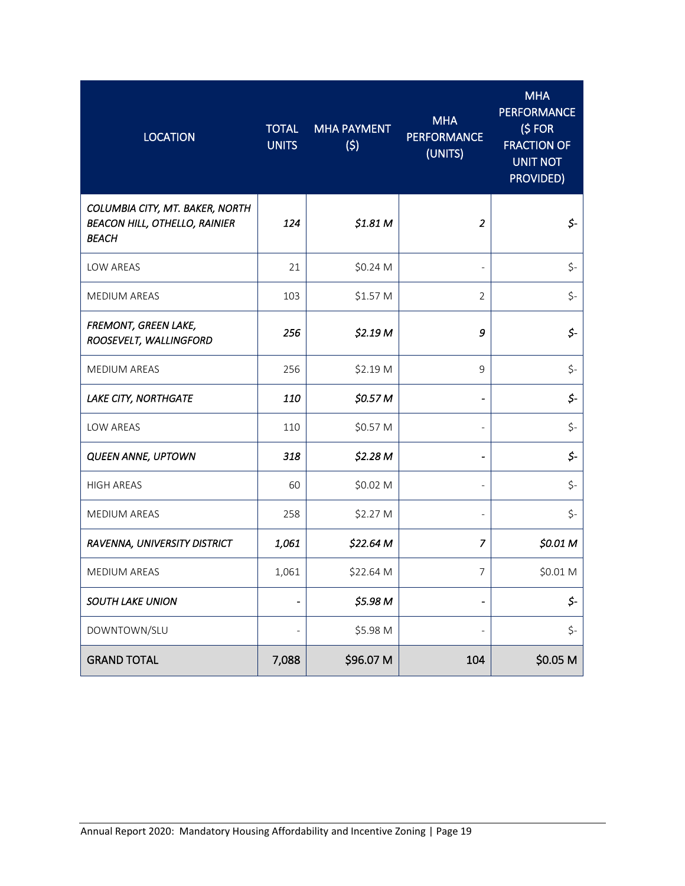| LOCATION | TOTAL UNITS | MHA PAYMENT ($) | MHA PERFORMANCE (UNITS) | MHA PERFORMANCE ($ FOR FRACTION OF UNIT NOT PROVIDED) |
|---|---|---|---|---|
| ***COLUMBIA CITY, MT. BAKER, NORTH BEACON HILL, OTHELLO, RAINIER BEACH*** | ***124*** | ***$1.81 M*** | ***2*** | ***$-*** |
| LOW AREAS | 21 | $0.24 M | - | $- |
| MEDIUM AREAS | 103 | $1.57 M | 2 | $- |
| ***FREMONT, GREEN LAKE, ROOSEVELT, WALLINGFORD*** | ***256*** | ***$2.19 M*** | ***9*** | ***$-*** |
| MEDIUM AREAS | 256 | $2.19 M | 9 | $- |
| ***LAKE CITY, NORTHGATE*** | ***110*** | ***$0.57 M*** | ***-*** | ***$-*** |
| LOW AREAS | 110 | $0.57 M | - | $- |
| ***QUEEN ANNE, UPTOWN*** | ***318*** | ***$2.28 M*** | ***-*** | ***$-*** |
| HIGH AREAS | 60 | $0.02 M | - | $- |
| MEDIUM AREAS | 258 | $2.27 M | - | $- |
| ***RAVENNA, UNIVERSITY DISTRICT*** | ***1,061*** | ***$22.64 M*** | ***7*** | ***$0.01 M*** |
| MEDIUM AREAS | 1,061 | $22.64 M | 7 | $0.01 M |
| ***SOUTH LAKE UNION*** | ***-*** | ***$5.98 M*** | ***-*** | ***$-*** |
| DOWNTOWN/SLU | - | $5.98 M | - | $- |
| GRAND TOTAL | 7,088 | $96.07 M | 104 | $0.05 M |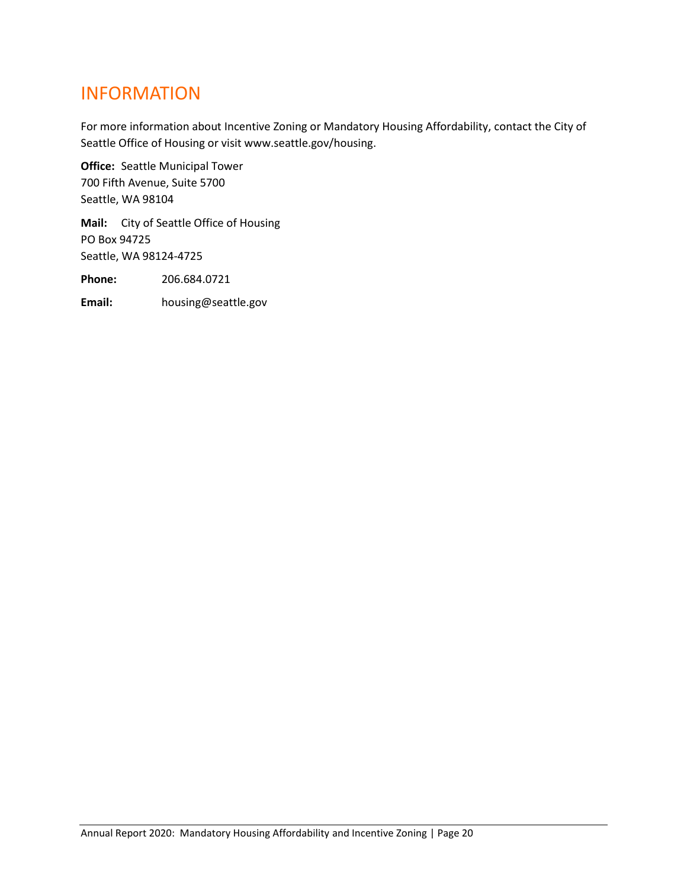## INFORMATION

For more information about Incentive Zoning or Mandatory Housing Affordability, contact the City of Seattle Office of Housing or visit www.seattle.gov/housing.

**Office:** Seattle Municipal Tower
700 Fifth Avenue, Suite 5700
Seattle, WA 98104

**Mail:** City of Seattle Office of Housing
PO Box 94725
Seattle, WA 98124-4725

**Phone:** 206.684.0721

**Email:** housing@seattle.gov